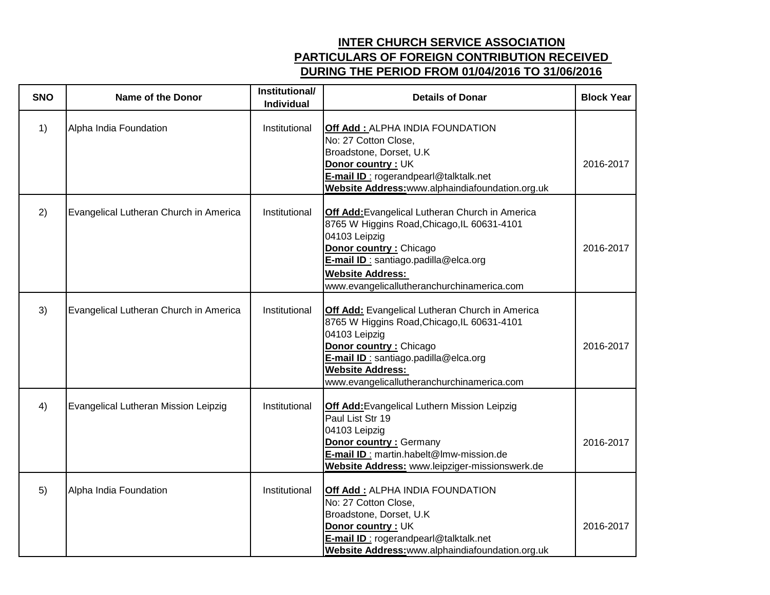**INTER CHURCH SERVICE ASSOCIATION**
**PARTICULARS OF FOREIGN CONTRIBUTION RECEIVED**
**DURING THE PERIOD FROM 01/04/2016 TO 31/06/2016**

| SNO | Name of the Donor | Institutional/ Individual | Details of Donar | Block Year |
|---|---|---|---|---|
| 1) | Alpha India Foundation | Institutional | **Off Add :** ALPHA INDIA FOUNDATION<br>No: 27 Cotton Close,<br>Broadstone, Dorset, U.K<br>**Donor country :** UK<br>**E-mail ID** : rogerandpearl@talktalk.net<br>**Website Address:**www.alphaindiafoundation.org.uk | 2016-2017 |
| 2) | Evangelical Lutheran Church in America | Institutional | **Off Add:**Evangelical Lutheran Church in America<br>8765 W Higgins Road,Chicago,IL 60631-4101<br>04103 Leipzig<br>**Donor country :** Chicago<br>**E-mail ID** : santiago.padilla@elca.org<br>**Website Address:**<br>www.evangelicallutheranchurchinamerica.com | 2016-2017 |
| 3) | Evangelical Lutheran Church in America | Institutional | **Off Add:** Evangelical Lutheran Church in America<br>8765 W Higgins Road,Chicago,IL 60631-4101<br>04103 Leipzig<br>**Donor country :** Chicago<br>**E-mail ID** : santiago.padilla@elca.org<br>**Website Address:**<br>www.evangelicallutheranchurchinamerica.com | 2016-2017 |
| 4) | Evangelical Lutheran Mission Leipzig | Institutional | **Off Add:**Evangelical Luthern Mission Leipzig<br>Paul List Str 19<br>04103 Leipzig<br>**Donor country :** Germany<br>**E-mail ID** : martin.habelt@lmw-mission.de<br>**Website Address:** www.leipziger-missionswerk.de | 2016-2017 |
| 5) | Alpha India Foundation | Institutional | **Off Add :** ALPHA INDIA FOUNDATION<br>No: 27 Cotton Close,<br>Broadstone, Dorset, U.K<br>**Donor country :** UK<br>**E-mail ID** : rogerandpearl@talktalk.net<br>**Website Address:**www.alphaindiafoundation.org.uk | 2016-2017 |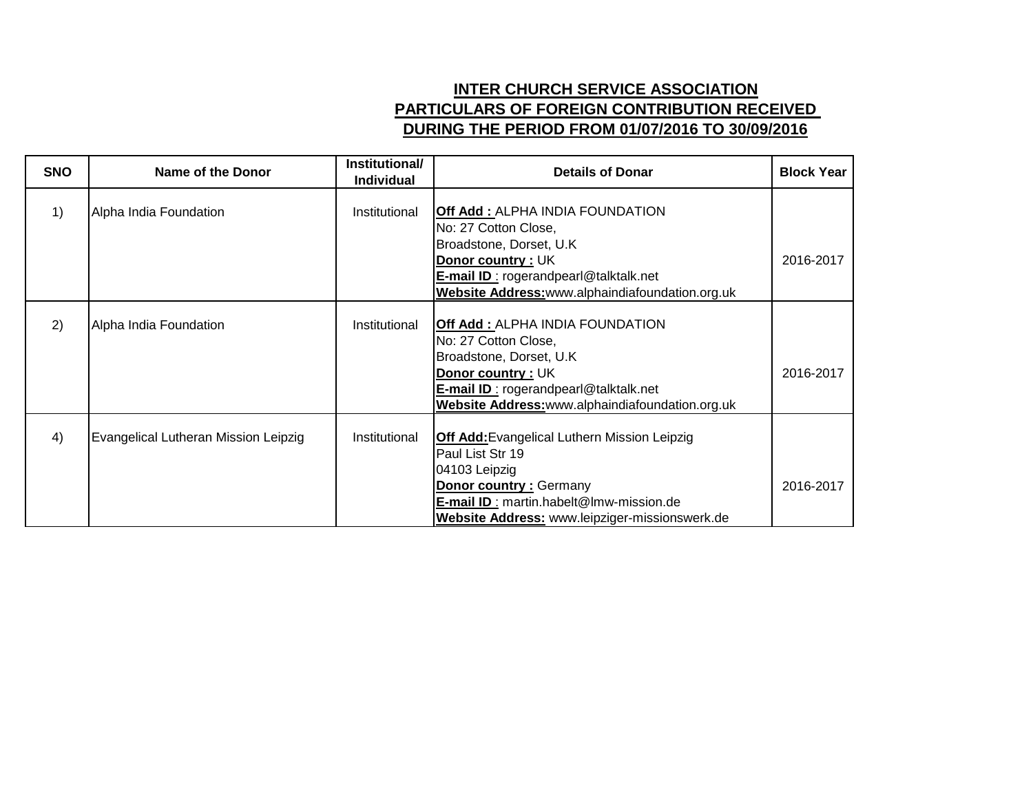**INTER CHURCH SERVICE ASSOCIATION**
**PARTICULARS OF FOREIGN CONTRIBUTION RECEIVED**
**DURING THE PERIOD FROM 01/07/2016 TO 30/09/2016**

| SNO | Name of the Donor | Institutional/ Individual | Details of Donar | Block Year |
|---|---|---|---|---|
| 1) | Alpha India Foundation | Institutional | **Off Add :** ALPHA INDIA FOUNDATION<br>No: 27 Cotton Close,<br>Broadstone, Dorset, U.K<br>**Donor country :** UK<br>**E-mail ID** : rogerandpearl@talktalk.net<br>**Website Address:**www.alphaindiafoundation.org.uk | 2016-2017 |
| 2) | Alpha India Foundation | Institutional | **Off Add :** ALPHA INDIA FOUNDATION<br>No: 27 Cotton Close,<br>Broadstone, Dorset, U.K<br>**Donor country :** UK<br>**E-mail ID** : rogerandpearl@talktalk.net<br>**Website Address:**www.alphaindiafoundation.org.uk | 2016-2017 |
| 4) | Evangelical Lutheran Mission Leipzig | Institutional | **Off Add:**Evangelical Luthern Mission Leipzig<br>Paul List Str 19<br>04103 Leipzig<br>**Donor country :** Germany<br>**E-mail ID** : martin.habelt@lmw-mission.de<br>**Website Address:** www.leipziger-missionswerk.de | 2016-2017 |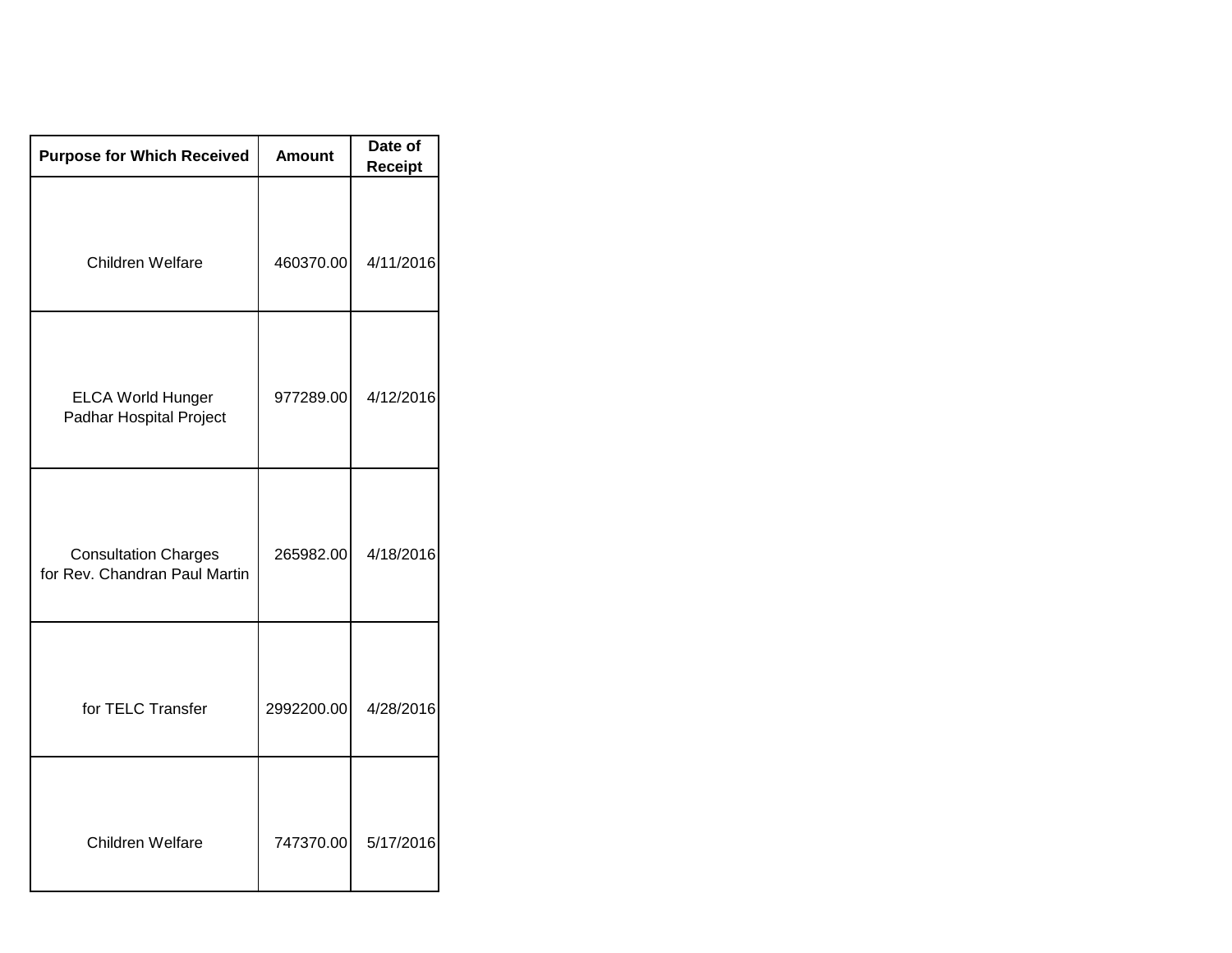| Purpose for Which Received | Amount | Date of Receipt |
| --- | --- | --- |
| Children Welfare | 460370.00 | 4/11/2016 |
| ELCA World Hunger Padhar Hospital Project | 977289.00 | 4/12/2016 |
| Consultation Charges for Rev. Chandran Paul Martin | 265982.00 | 4/18/2016 |
| for TELC Transfer | 2992200.00 | 4/28/2016 |
| Children Welfare | 747370.00 | 5/17/2016 |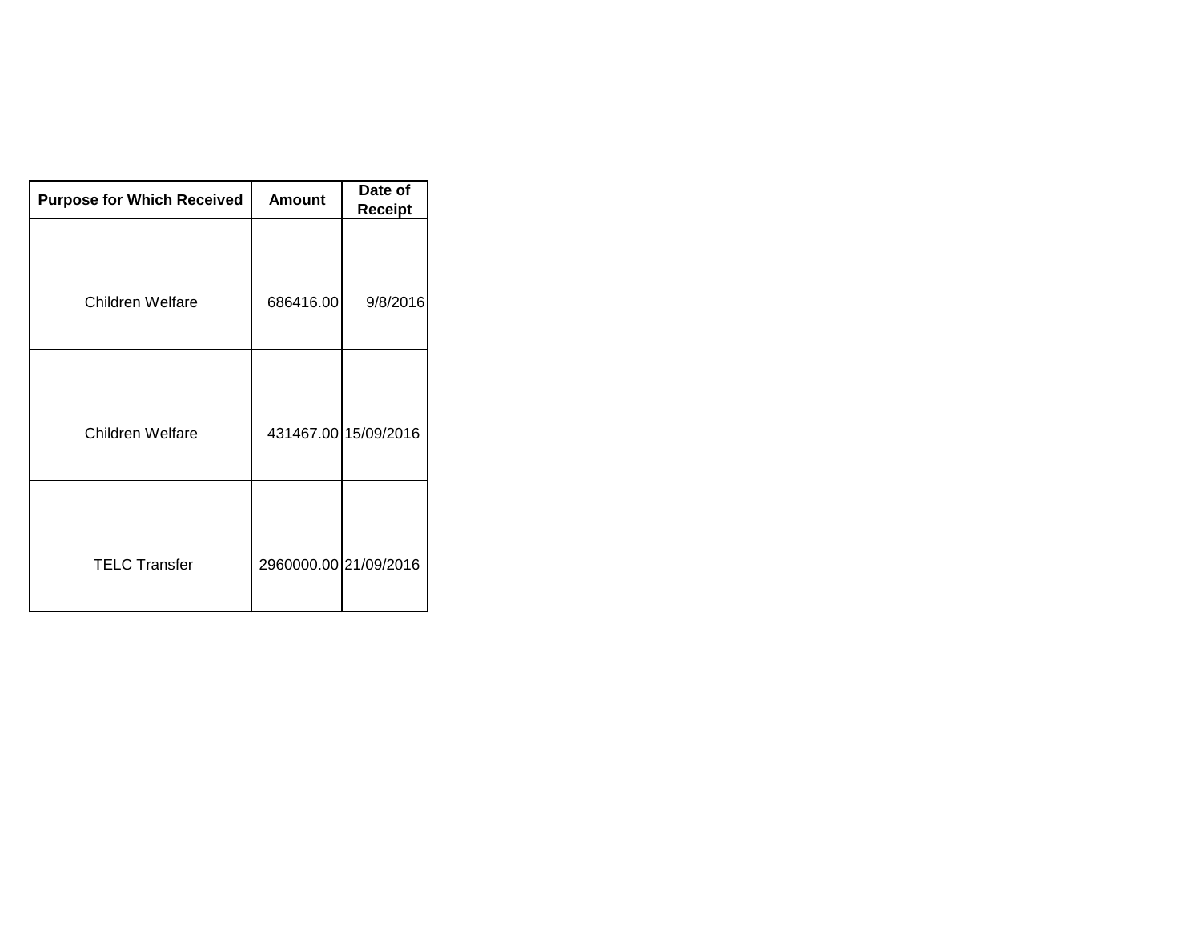| Purpose for Which Received | Amount | Date of Receipt |
|---|---|---|
| Children Welfare | 686416.00 | 9/8/2016 |
| Children Welfare | 431467.00 | 15/09/2016 |
| TELC Transfer | 2960000.00 | 21/09/2016 |